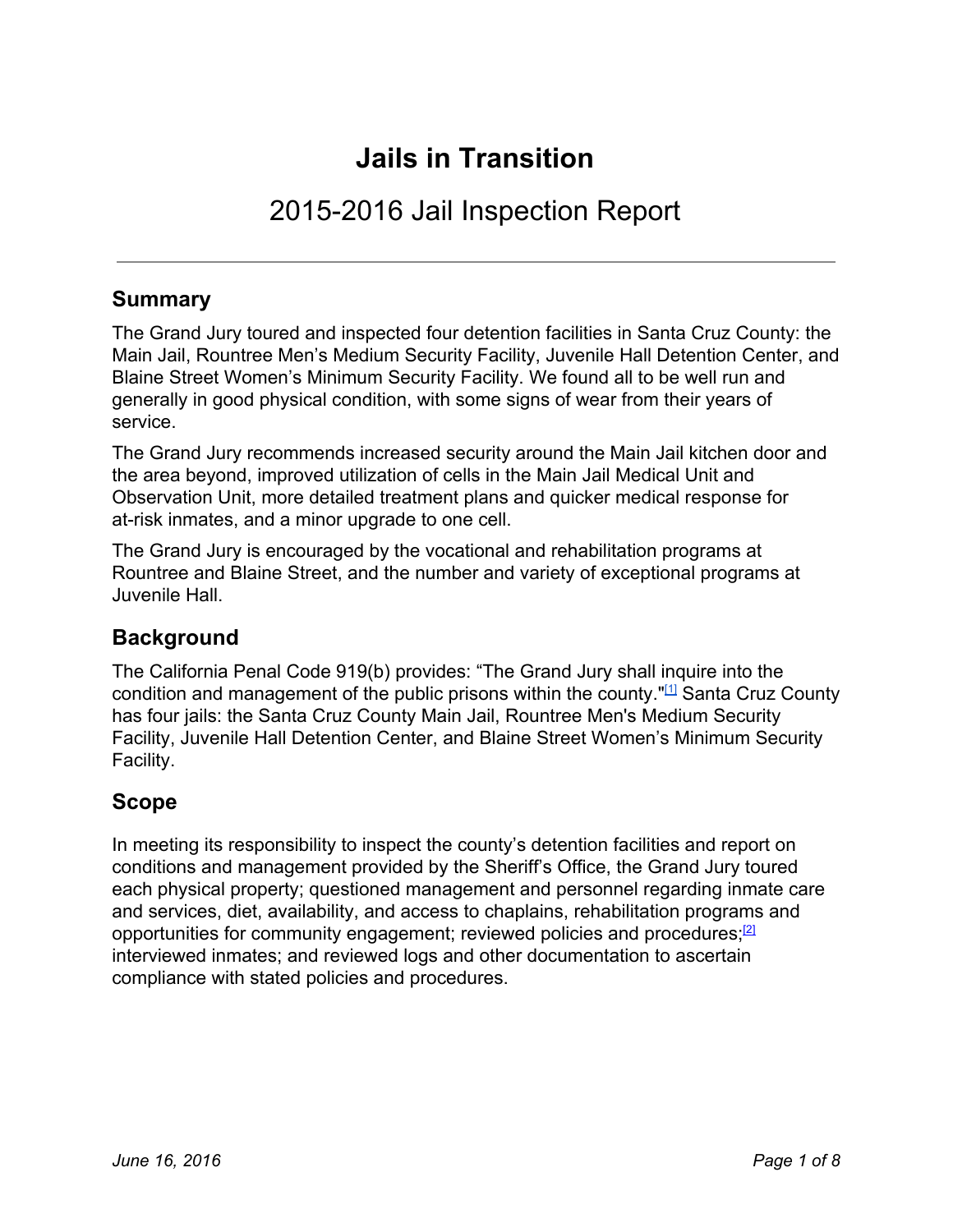# Jails in Transition

## 2015-2016 Jail Inspection Report

---

## Summary

The Grand Jury toured and inspected four detention facilities in Santa Cruz County: the Main Jail, Rountree Men's Medium Security Facility, Juvenile Hall Detention Center, and Blaine Street Women's Minimum Security Facility. We found all to be well run and generally in good physical condition, with some signs of wear from their years of service.

The Grand Jury recommends increased security around the Main Jail kitchen door and the area beyond, improved utilization of cells in the Main Jail Medical Unit and Observation Unit, more detailed treatment plans and quicker medical response for at-risk inmates, and a minor upgrade to one cell.

The Grand Jury is encouraged by the vocational and rehabilitation programs at Rountree and Blaine Street, and the number and variety of exceptional programs at Juvenile Hall.

## Background

The California Penal Code 919(b) provides: "The Grand Jury shall inquire into the condition and management of the public prisons within the county."[1] Santa Cruz County has four jails: the Santa Cruz County Main Jail, Rountree Men's Medium Security Facility, Juvenile Hall Detention Center, and Blaine Street Women's Minimum Security Facility.

## Scope

In meeting its responsibility to inspect the county's detention facilities and report on conditions and management provided by the Sheriff's Office, the Grand Jury toured each physical property; questioned management and personnel regarding inmate care and services, diet, availability, and access to chaplains, rehabilitation programs and opportunities for community engagement; reviewed policies and procedures;[2] interviewed inmates; and reviewed logs and other documentation to ascertain compliance with stated policies and procedures.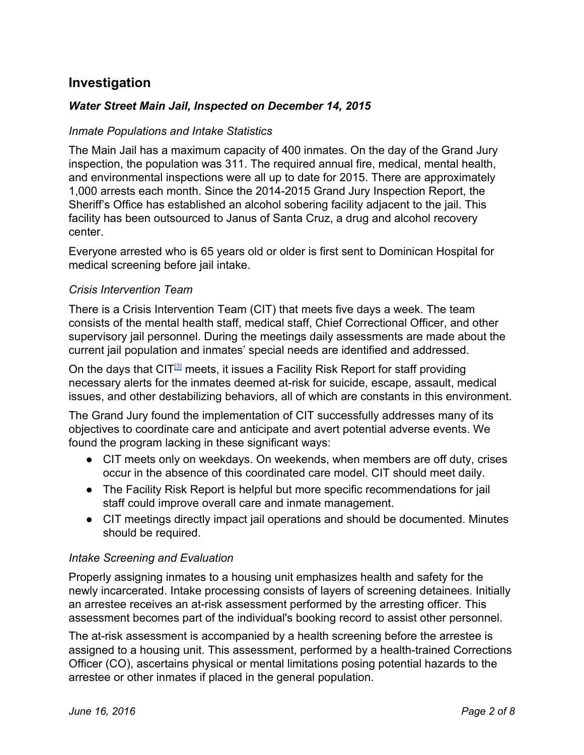## Investigation

### *Water Street Main Jail, Inspected on December 14, 2015*

*Inmate Populations and Intake Statistics*

The Main Jail has a maximum capacity of 400 inmates. On the day of the Grand Jury inspection, the population was 311. The required annual fire, medical, mental health, and environmental inspections were all up to date for 2015. There are approximately 1,000 arrests each month. Since the 2014-2015 Grand Jury Inspection Report, the Sheriff's Office has established an alcohol sobering facility adjacent to the jail. This facility has been outsourced to Janus of Santa Cruz, a drug and alcohol recovery center.

Everyone arrested who is 65 years old or older is first sent to Dominican Hospital for medical screening before jail intake.

*Crisis Intervention Team*

There is a Crisis Intervention Team (CIT) that meets five days a week. The team consists of the mental health staff, medical staff, Chief Correctional Officer, and other supervisory jail personnel. During the meetings daily assessments are made about the current jail population and inmates' special needs are identified and addressed.

On the days that CIT[3] meets, it issues a Facility Risk Report for staff providing necessary alerts for the inmates deemed at-risk for suicide, escape, assault, medical issues, and other destabilizing behaviors, all of which are constants in this environment.

The Grand Jury found the implementation of CIT successfully addresses many of its objectives to coordinate care and anticipate and avert potential adverse events. We found the program lacking in these significant ways:

- CIT meets only on weekdays. On weekends, when members are off duty, crises occur in the absence of this coordinated care model. CIT should meet daily.
- The Facility Risk Report is helpful but more specific recommendations for jail staff could improve overall care and inmate management.
- CIT meetings directly impact jail operations and should be documented. Minutes should be required.

*Intake Screening and Evaluation*

Properly assigning inmates to a housing unit emphasizes health and safety for the newly incarcerated. Intake processing consists of layers of screening detainees. Initially an arrestee receives an at-risk assessment performed by the arresting officer. This assessment becomes part of the individual's booking record to assist other personnel.

The at-risk assessment is accompanied by a health screening before the arrestee is assigned to a housing unit. This assessment, performed by a health-trained Corrections Officer (CO), ascertains physical or mental limitations posing potential hazards to the arrestee or other inmates if placed in the general population.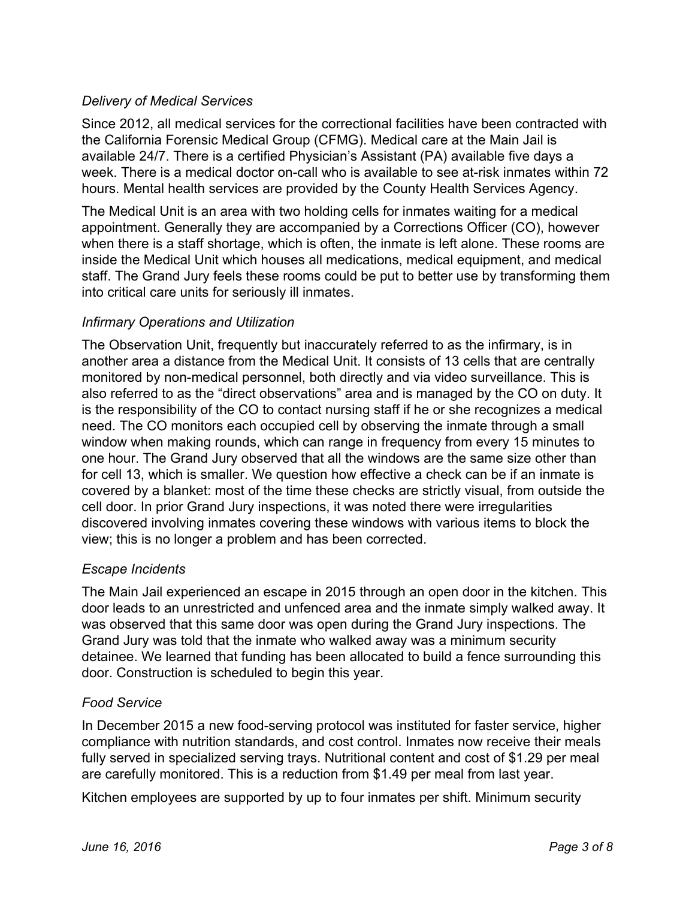*Delivery of Medical Services*

Since 2012, all medical services for the correctional facilities have been contracted with the California Forensic Medical Group (CFMG). Medical care at the Main Jail is available 24/7. There is a certified Physician's Assistant (PA) available five days a week. There is a medical doctor on-call who is available to see at-risk inmates within 72 hours. Mental health services are provided by the County Health Services Agency.

The Medical Unit is an area with two holding cells for inmates waiting for a medical appointment. Generally they are accompanied by a Corrections Officer (CO), however when there is a staff shortage, which is often, the inmate is left alone. These rooms are inside the Medical Unit which houses all medications, medical equipment, and medical staff. The Grand Jury feels these rooms could be put to better use by transforming them into critical care units for seriously ill inmates.

*Infirmary Operations and Utilization*

The Observation Unit, frequently but inaccurately referred to as the infirmary, is in another area a distance from the Medical Unit. It consists of 13 cells that are centrally monitored by non-medical personnel, both directly and via video surveillance. This is also referred to as the "direct observations" area and is managed by the CO on duty. It is the responsibility of the CO to contact nursing staff if he or she recognizes a medical need. The CO monitors each occupied cell by observing the inmate through a small window when making rounds, which can range in frequency from every 15 minutes to one hour. The Grand Jury observed that all the windows are the same size other than for cell 13, which is smaller. We question how effective a check can be if an inmate is covered by a blanket: most of the time these checks are strictly visual, from outside the cell door. In prior Grand Jury inspections, it was noted there were irregularities discovered involving inmates covering these windows with various items to block the view; this is no longer a problem and has been corrected.

*Escape Incidents*

The Main Jail experienced an escape in 2015 through an open door in the kitchen. This door leads to an unrestricted and unfenced area and the inmate simply walked away. It was observed that this same door was open during the Grand Jury inspections. The Grand Jury was told that the inmate who walked away was a minimum security detainee. We learned that funding has been allocated to build a fence surrounding this door. Construction is scheduled to begin this year.

*Food Service*

In December 2015 a new food-serving protocol was instituted for faster service, higher compliance with nutrition standards, and cost control. Inmates now receive their meals fully served in specialized serving trays. Nutritional content and cost of $1.29 per meal are carefully monitored. This is a reduction from $1.49 per meal from last year.

Kitchen employees are supported by up to four inmates per shift. Minimum security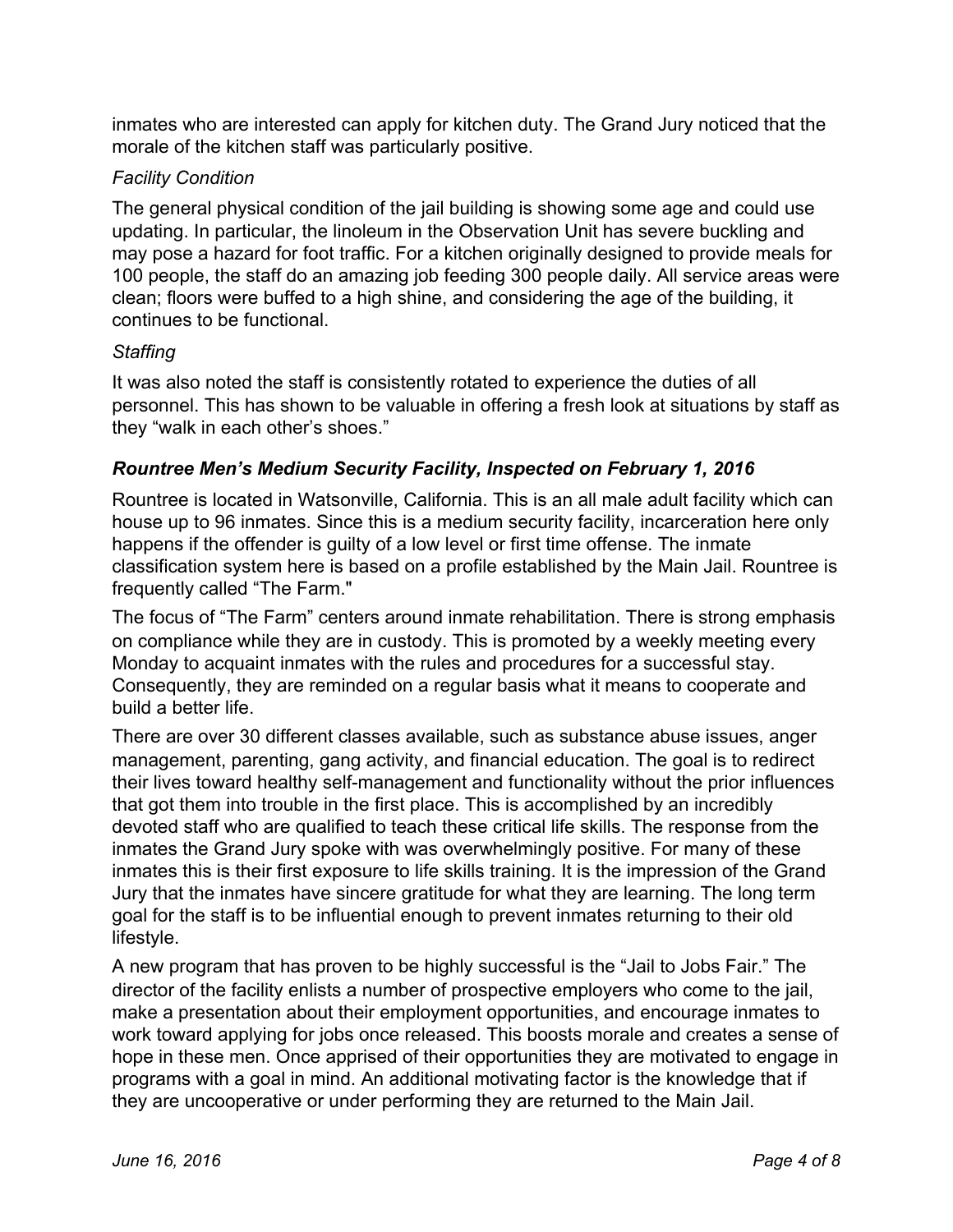inmates who are interested can apply for kitchen duty. The Grand Jury noticed that the morale of the kitchen staff was particularly positive.

*Facility Condition*

The general physical condition of the jail building is showing some age and could use updating. In particular, the linoleum in the Observation Unit has severe buckling and may pose a hazard for foot traffic. For a kitchen originally designed to provide meals for 100 people, the staff do an amazing job feeding 300 people daily. All service areas were clean; floors were buffed to a high shine, and considering the age of the building, it continues to be functional.

*Staffing*

It was also noted the staff is consistently rotated to experience the duties of all personnel. This has shown to be valuable in offering a fresh look at situations by staff as they "walk in each other's shoes."

### *Rountree Men's Medium Security Facility, Inspected on February 1, 2016*

Rountree is located in Watsonville, California. This is an all male adult facility which can house up to 96 inmates. Since this is a medium security facility, incarceration here only happens if the offender is guilty of a low level or first time offense. The inmate classification system here is based on a profile established by the Main Jail. Rountree is frequently called "The Farm."

The focus of "The Farm" centers around inmate rehabilitation. There is strong emphasis on compliance while they are in custody. This is promoted by a weekly meeting every Monday to acquaint inmates with the rules and procedures for a successful stay. Consequently, they are reminded on a regular basis what it means to cooperate and build a better life.

There are over 30 different classes available, such as substance abuse issues, anger management, parenting, gang activity, and financial education. The goal is to redirect their lives toward healthy self-management and functionality without the prior influences that got them into trouble in the first place. This is accomplished by an incredibly devoted staff who are qualified to teach these critical life skills. The response from the inmates the Grand Jury spoke with was overwhelmingly positive. For many of these inmates this is their first exposure to life skills training. It is the impression of the Grand Jury that the inmates have sincere gratitude for what they are learning. The long term goal for the staff is to be influential enough to prevent inmates returning to their old lifestyle.

A new program that has proven to be highly successful is the "Jail to Jobs Fair." The director of the facility enlists a number of prospective employers who come to the jail, make a presentation about their employment opportunities, and encourage inmates to work toward applying for jobs once released. This boosts morale and creates a sense of hope in these men. Once apprised of their opportunities they are motivated to engage in programs with a goal in mind. An additional motivating factor is the knowledge that if they are uncooperative or under performing they are returned to the Main Jail.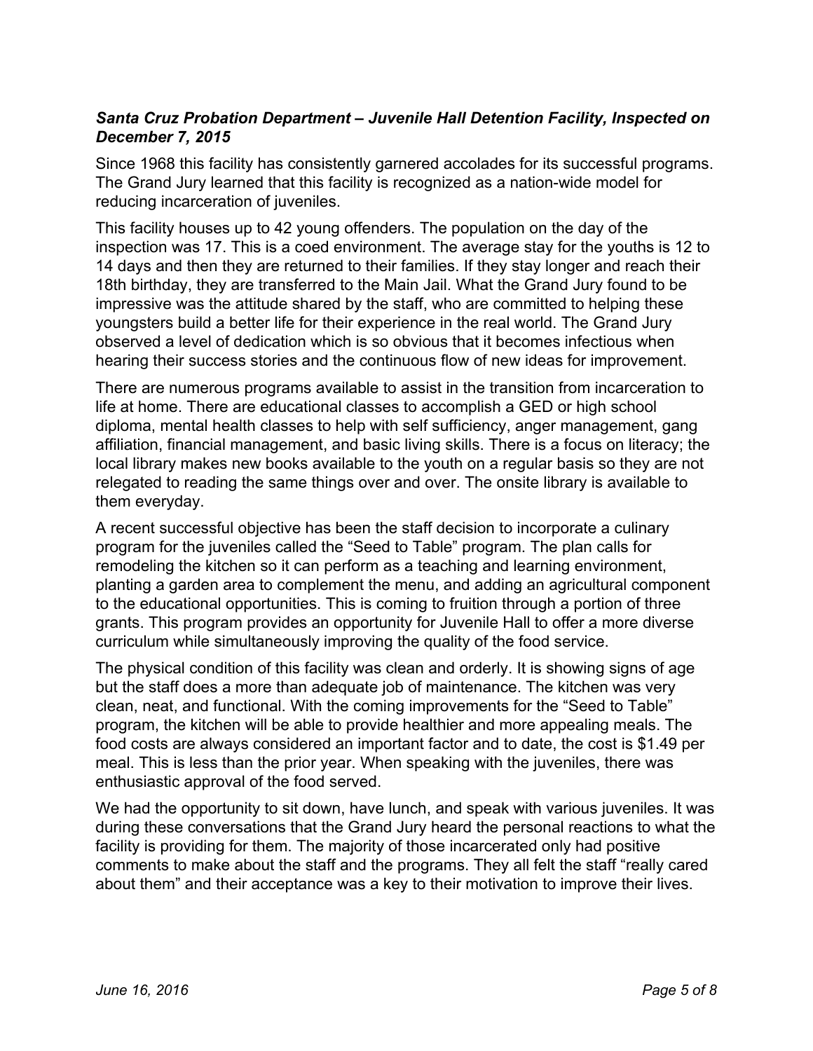***Santa Cruz Probation Department – Juvenile Hall Detention Facility, Inspected on December 7, 2015***

Since 1968 this facility has consistently garnered accolades for its successful programs. The Grand Jury learned that this facility is recognized as a nation-wide model for reducing incarceration of juveniles.

This facility houses up to 42 young offenders. The population on the day of the inspection was 17. This is a coed environment. The average stay for the youths is 12 to 14 days and then they are returned to their families. If they stay longer and reach their 18th birthday, they are transferred to the Main Jail. What the Grand Jury found to be impressive was the attitude shared by the staff, who are committed to helping these youngsters build a better life for their experience in the real world. The Grand Jury observed a level of dedication which is so obvious that it becomes infectious when hearing their success stories and the continuous flow of new ideas for improvement.

There are numerous programs available to assist in the transition from incarceration to life at home. There are educational classes to accomplish a GED or high school diploma, mental health classes to help with self sufficiency, anger management, gang affiliation, financial management, and basic living skills. There is a focus on literacy; the local library makes new books available to the youth on a regular basis so they are not relegated to reading the same things over and over. The onsite library is available to them everyday.

A recent successful objective has been the staff decision to incorporate a culinary program for the juveniles called the "Seed to Table" program. The plan calls for remodeling the kitchen so it can perform as a teaching and learning environment, planting a garden area to complement the menu, and adding an agricultural component to the educational opportunities. This is coming to fruition through a portion of three grants. This program provides an opportunity for Juvenile Hall to offer a more diverse curriculum while simultaneously improving the quality of the food service.

The physical condition of this facility was clean and orderly. It is showing signs of age but the staff does a more than adequate job of maintenance. The kitchen was very clean, neat, and functional. With the coming improvements for the "Seed to Table" program, the kitchen will be able to provide healthier and more appealing meals. The food costs are always considered an important factor and to date, the cost is $1.49 per meal. This is less than the prior year. When speaking with the juveniles, there was enthusiastic approval of the food served.

We had the opportunity to sit down, have lunch, and speak with various juveniles. It was during these conversations that the Grand Jury heard the personal reactions to what the facility is providing for them. The majority of those incarcerated only had positive comments to make about the staff and the programs. They all felt the staff "really cared about them" and their acceptance was a key to their motivation to improve their lives.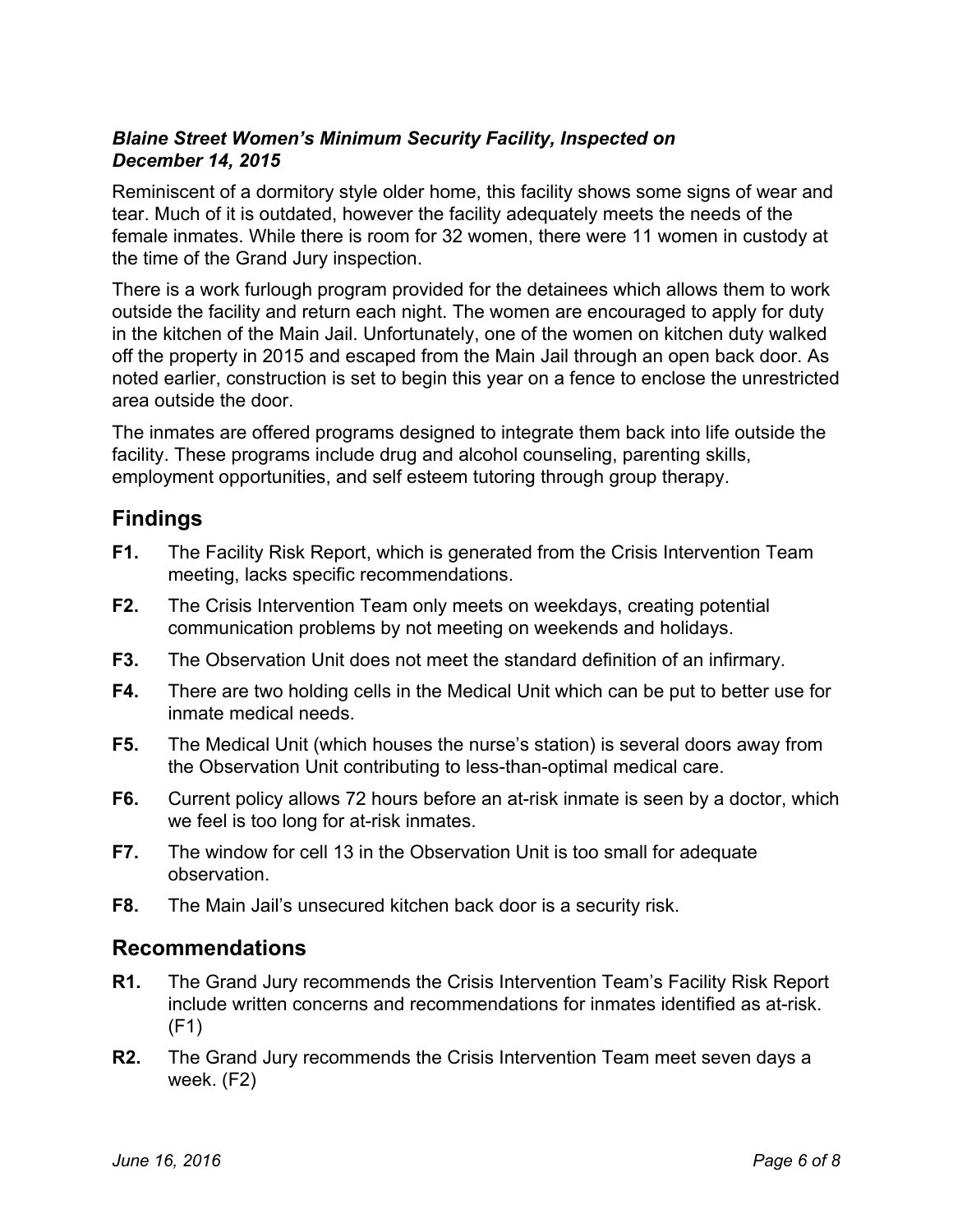***Blaine Street Women's Minimum Security Facility, Inspected on December 14, 2015***

Reminiscent of a dormitory style older home, this facility shows some signs of wear and tear. Much of it is outdated, however the facility adequately meets the needs of the female inmates. While there is room for 32 women, there were 11 women in custody at the time of the Grand Jury inspection.

There is a work furlough program provided for the detainees which allows them to work outside the facility and return each night. The women are encouraged to apply for duty in the kitchen of the Main Jail. Unfortunately, one of the women on kitchen duty walked off the property in 2015 and escaped from the Main Jail through an open back door. As noted earlier, construction is set to begin this year on a fence to enclose the unrestricted area outside the door.

The inmates are offered programs designed to integrate them back into life outside the facility. These programs include drug and alcohol counseling, parenting skills, employment opportunities, and self esteem tutoring through group therapy.

## Findings

**F1.** The Facility Risk Report, which is generated from the Crisis Intervention Team meeting, lacks specific recommendations.

**F2.** The Crisis Intervention Team only meets on weekdays, creating potential communication problems by not meeting on weekends and holidays.

**F3.** The Observation Unit does not meet the standard definition of an infirmary.

**F4.** There are two holding cells in the Medical Unit which can be put to better use for inmate medical needs.

**F5.** The Medical Unit (which houses the nurse's station) is several doors away from the Observation Unit contributing to less-than-optimal medical care.

**F6.** Current policy allows 72 hours before an at-risk inmate is seen by a doctor, which we feel is too long for at-risk inmates.

**F7.** The window for cell 13 in the Observation Unit is too small for adequate observation.

**F8.** The Main Jail's unsecured kitchen back door is a security risk.

## Recommendations

**R1.** The Grand Jury recommends the Crisis Intervention Team's Facility Risk Report include written concerns and recommendations for inmates identified as at-risk. (F1)

**R2.** The Grand Jury recommends the Crisis Intervention Team meet seven days a week. (F2)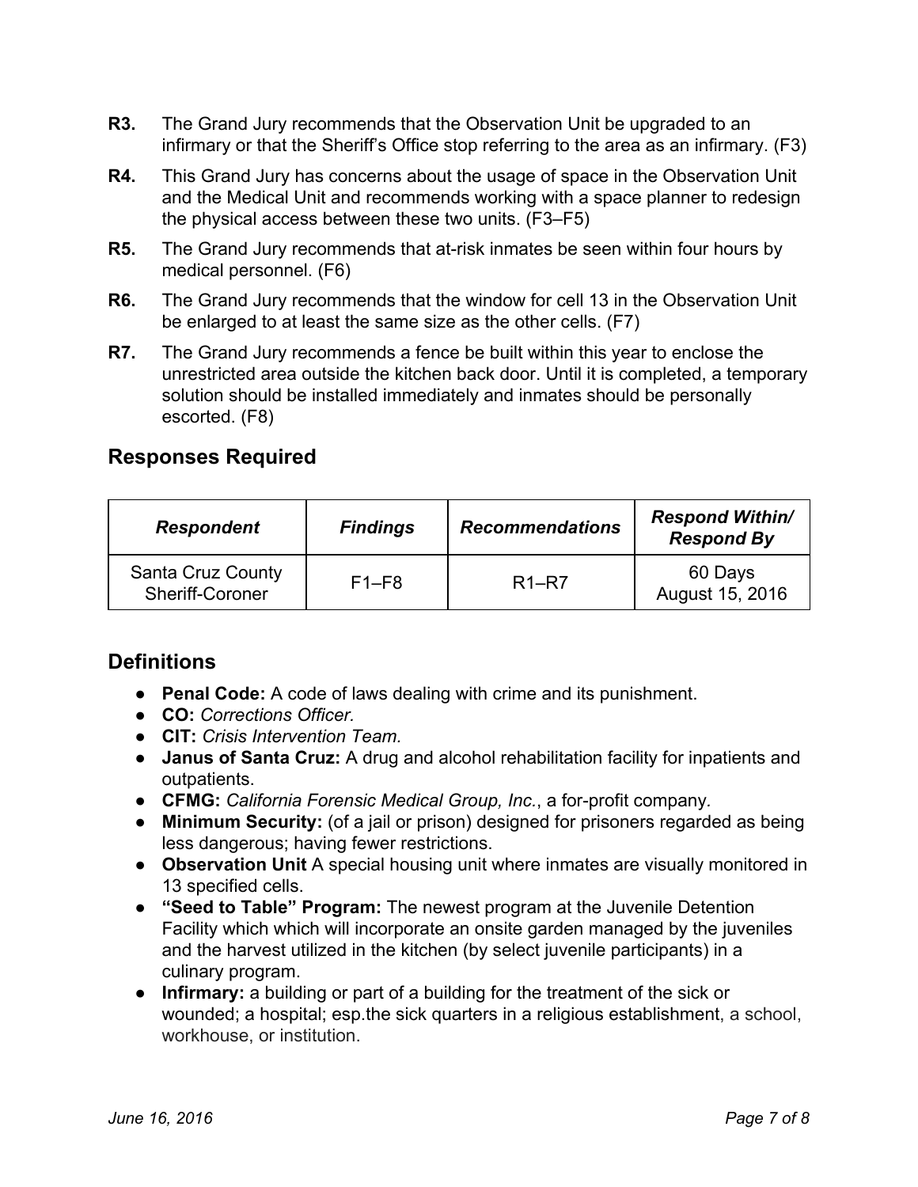**R3.** The Grand Jury recommends that the Observation Unit be upgraded to an infirmary or that the Sheriff's Office stop referring to the area as an infirmary. (F3)

**R4.** This Grand Jury has concerns about the usage of space in the Observation Unit and the Medical Unit and recommends working with a space planner to redesign the physical access between these two units. (F3–F5)

**R5.** The Grand Jury recommends that at-risk inmates be seen within four hours by medical personnel. (F6)

**R6.** The Grand Jury recommends that the window for cell 13 in the Observation Unit be enlarged to at least the same size as the other cells. (F7)

**R7.** The Grand Jury recommends a fence be built within this year to enclose the unrestricted area outside the kitchen back door. Until it is completed, a temporary solution should be installed immediately and inmates should be personally escorted. (F8)

## Responses Required

| *Respondent* | *Findings* | *Recommendations* | *Respond Within/ Respond By* |
|---|---|---|---|
| Santa Cruz County Sheriff-Coroner | F1–F8 | R1–R7 | 60 Days August 15, 2016 |

## Definitions

- **Penal Code:** A code of laws dealing with crime and its punishment.
- **CO:** *Corrections Officer.*
- **CIT:** *Crisis Intervention Team.*
- **Janus of Santa Cruz:** A drug and alcohol rehabilitation facility for inpatients and outpatients.
- **CFMG:** *California Forensic Medical Group, Inc.*, a for-profit company.
- **Minimum Security:** (of a jail or prison) designed for prisoners regarded as being less dangerous; having fewer restrictions.
- **Observation Unit** A special housing unit where inmates are visually monitored in 13 specified cells.
- **"Seed to Table" Program:** The newest program at the Juvenile Detention Facility which which will incorporate an onsite garden managed by the juveniles and the harvest utilized in the kitchen (by select juvenile participants) in a culinary program.
- **Infirmary:** a building or part of a building for the treatment of the sick or wounded; a hospital; esp.the sick quarters in a religious establishment, a school, workhouse, or institution.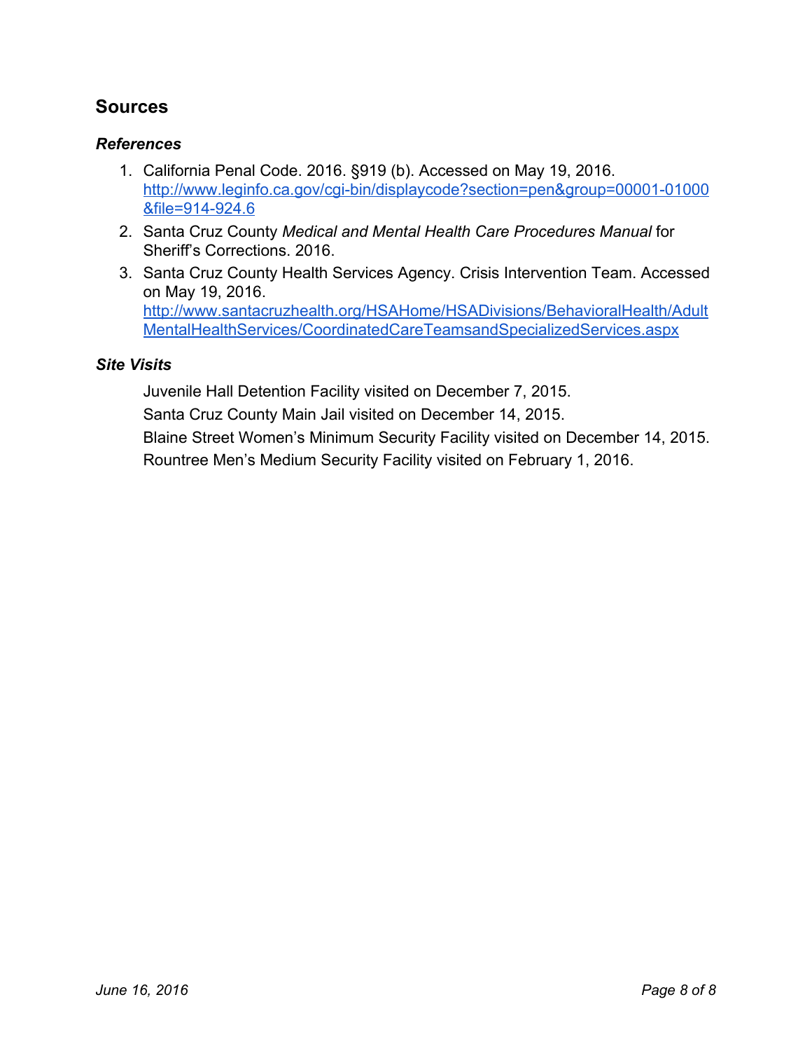## Sources

### *References*

1. California Penal Code. 2016. §919 (b). Accessed on May 19, 2016. http://www.leginfo.ca.gov/cgi-bin/displaycode?section=pen&group=00001-01000&file=914-924.6
2. Santa Cruz County *Medical and Mental Health Care Procedures Manual* for Sheriff's Corrections. 2016.
3. Santa Cruz County Health Services Agency. Crisis Intervention Team. Accessed on May 19, 2016. http://www.santacruzhealth.org/HSAHome/HSADivisions/BehavioralHealth/AdultMentalHealthServices/CoordinatedCareTeamsandSpecializedServices.aspx

### *Site Visits*

Juvenile Hall Detention Facility visited on December 7, 2015.

Santa Cruz County Main Jail visited on December 14, 2015.

Blaine Street Women's Minimum Security Facility visited on December 14, 2015.

Rountree Men's Medium Security Facility visited on February 1, 2016.